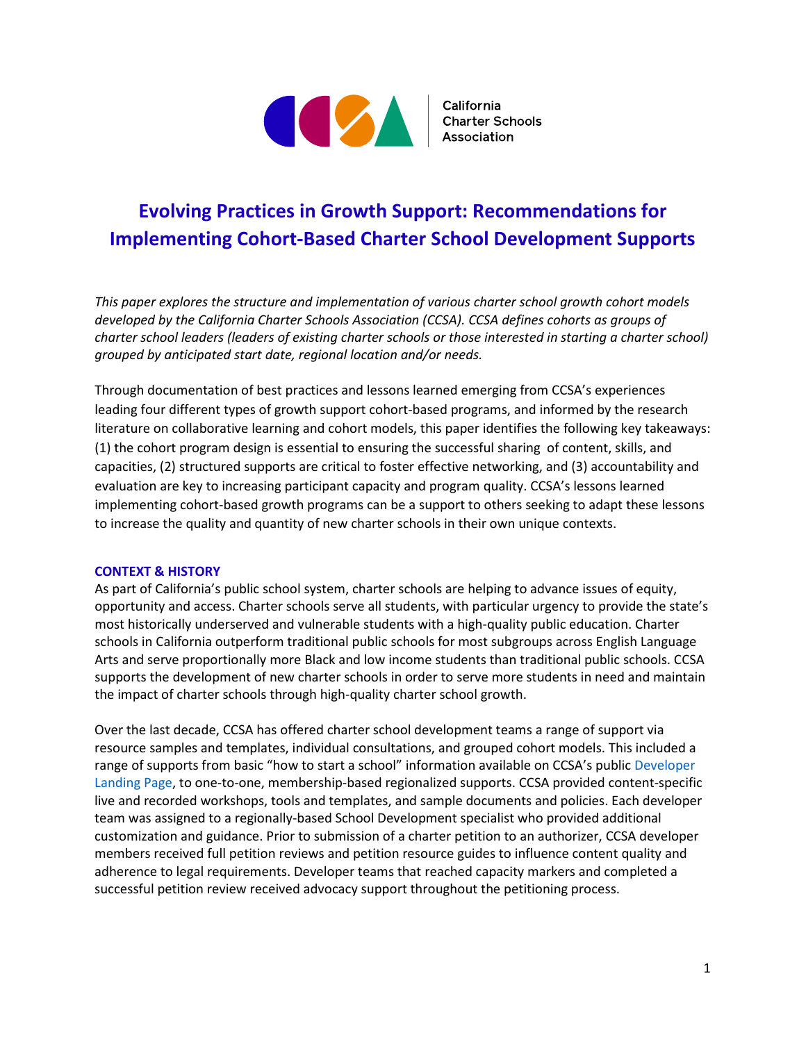California Charter Schools Association

# Evolving Practices in Growth Support: Recommendations for Implementing Cohort-Based Charter School Development Supports

*This paper explores the structure and implementation of various charter school growth cohort models developed by the California Charter Schools Association (CCSA). CCSA defines cohorts as groups of charter school leaders (leaders of existing charter schools or those interested in starting a charter school) grouped by anticipated start date, regional location and/or needs.*

Through documentation of best practices and lessons learned emerging from CCSA's experiences leading four different types of growth support cohort-based programs, and informed by the research literature on collaborative learning and cohort models, this paper identifies the following key takeaways: (1) the cohort program design is essential to ensuring the successful sharing of content, skills, and capacities, (2) structured supports are critical to foster effective networking, and (3) accountability and evaluation are key to increasing participant capacity and program quality. CCSA's lessons learned implementing cohort-based growth programs can be a support to others seeking to adapt these lessons to increase the quality and quantity of new charter schools in their own unique contexts.

## CONTEXT & HISTORY

As part of California's public school system, charter schools are helping to advance issues of equity, opportunity and access. Charter schools serve all students, with particular urgency to provide the state's most historically underserved and vulnerable students with a high-quality public education. Charter schools in California outperform traditional public schools for most subgroups across English Language Arts and serve proportionally more Black and low income students than traditional public schools. CCSA supports the development of new charter schools in order to serve more students in need and maintain the impact of charter schools through high-quality charter school growth.

Over the last decade, CCSA has offered charter school development teams a range of support via resource samples and templates, individual consultations, and grouped cohort models. This included a range of supports from basic "how to start a school" information available on CCSA's public Developer Landing Page, to one-to-one, membership-based regionalized supports. CCSA provided content-specific live and recorded workshops, tools and templates, and sample documents and policies. Each developer team was assigned to a regionally-based School Development specialist who provided additional customization and guidance. Prior to submission of a charter petition to an authorizer, CCSA developer members received full petition reviews and petition resource guides to influence content quality and adherence to legal requirements. Developer teams that reached capacity markers and completed a successful petition review received advocacy support throughout the petitioning process.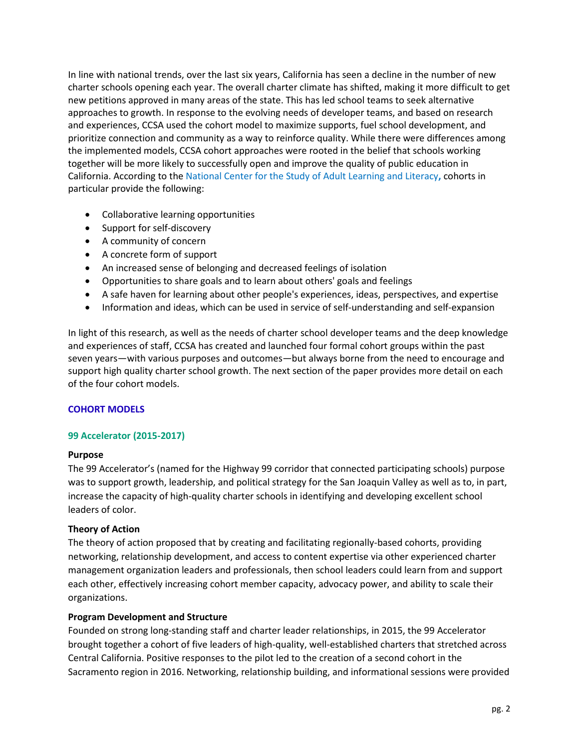In line with national trends, over the last six years, California has seen a decline in the number of new charter schools opening each year. The overall charter climate has shifted, making it more difficult to get new petitions approved in many areas of the state. This has led school teams to seek alternative approaches to growth. In response to the evolving needs of developer teams, and based on research and experiences, CCSA used the cohort model to maximize supports, fuel school development, and prioritize connection and community as a way to reinforce quality. While there were differences among the implemented models, CCSA cohort approaches were rooted in the belief that schools working together will be more likely to successfully open and improve the quality of public education in California. According to the National Center for the Study of Adult Learning and Literacy**,** cohorts in particular provide the following:

- Collaborative learning opportunities
- Support for self-discovery
- A community of concern
- A concrete form of support
- An increased sense of belonging and decreased feelings of isolation
- Opportunities to share goals and to learn about others' goals and feelings
- A safe haven for learning about other people's experiences, ideas, perspectives, and expertise
- Information and ideas, which can be used in service of self-understanding and self-expansion

In light of this research, as well as the needs of charter school developer teams and the deep knowledge and experiences of staff, CCSA has created and launched four formal cohort groups within the past seven years—with various purposes and outcomes—but always borne from the need to encourage and support high quality charter school growth. The next section of the paper provides more detail on each of the four cohort models.

## COHORT MODELS

### 99 Accelerator (2015-2017)

**Purpose**

The 99 Accelerator's (named for the Highway 99 corridor that connected participating schools) purpose was to support growth, leadership, and political strategy for the San Joaquin Valley as well as to, in part, increase the capacity of high-quality charter schools in identifying and developing excellent school leaders of color.

**Theory of Action**

The theory of action proposed that by creating and facilitating regionally-based cohorts, providing networking, relationship development, and access to content expertise via other experienced charter management organization leaders and professionals, then school leaders could learn from and support each other, effectively increasing cohort member capacity, advocacy power, and ability to scale their organizations.

**Program Development and Structure**

Founded on strong long-standing staff and charter leader relationships, in 2015, the 99 Accelerator brought together a cohort of five leaders of high-quality, well-established charters that stretched across Central California. Positive responses to the pilot led to the creation of a second cohort in the Sacramento region in 2016. Networking, relationship building, and informational sessions were provided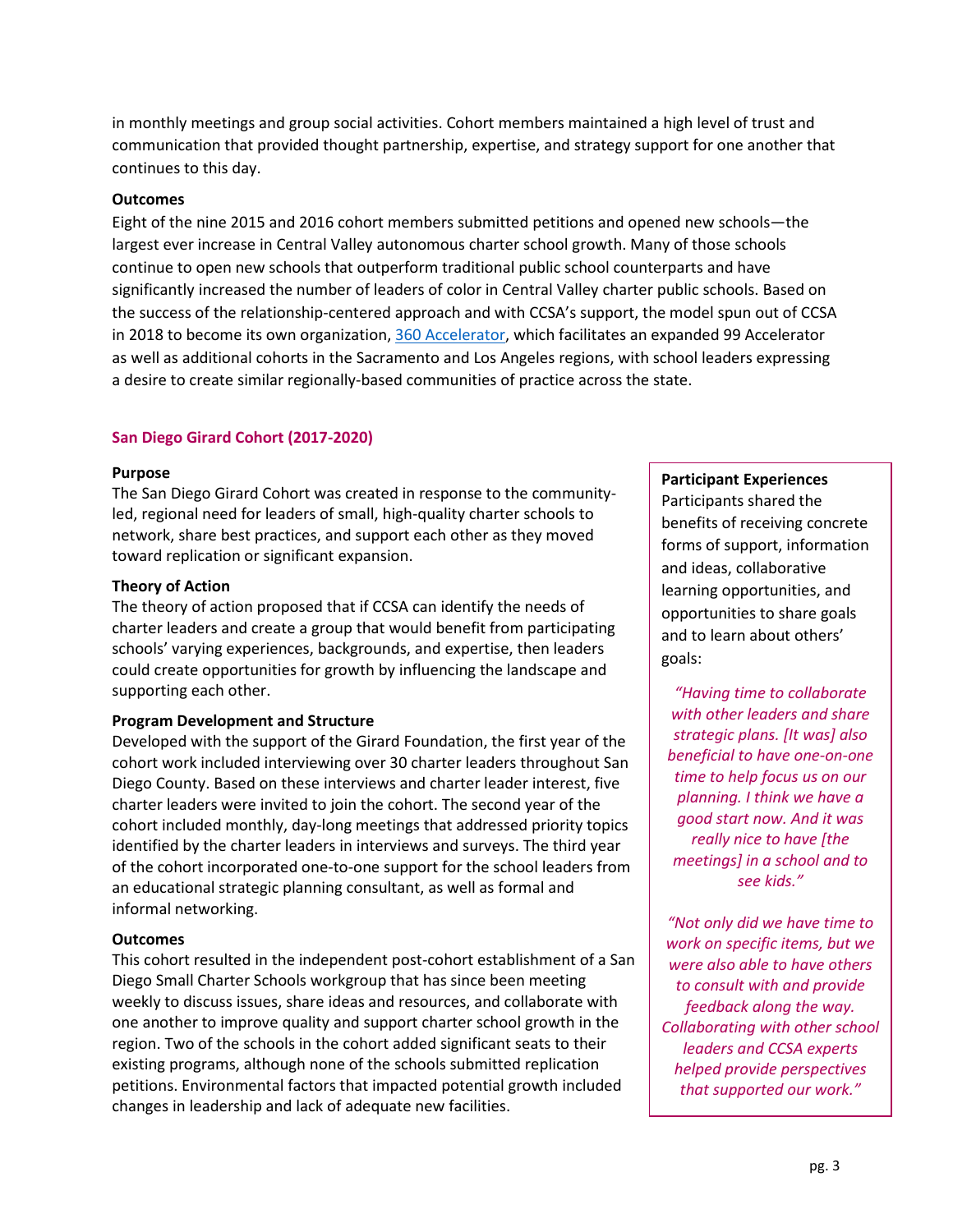in monthly meetings and group social activities. Cohort members maintained a high level of trust and communication that provided thought partnership, expertise, and strategy support for one another that continues to this day.

**Outcomes**

Eight of the nine 2015 and 2016 cohort members submitted petitions and opened new schools—the largest ever increase in Central Valley autonomous charter school growth. Many of those schools continue to open new schools that outperform traditional public school counterparts and have significantly increased the number of leaders of color in Central Valley charter public schools. Based on the success of the relationship-centered approach and with CCSA's support, the model spun out of CCSA in 2018 to become its own organization, [360 Accelerator](), which facilitates an expanded 99 Accelerator as well as additional cohorts in the Sacramento and Los Angeles regions, with school leaders expressing a desire to create similar regionally-based communities of practice across the state.

## San Diego Girard Cohort (2017-2020)

**Purpose**

The San Diego Girard Cohort was created in response to the community-led, regional need for leaders of small, high-quality charter schools to network, share best practices, and support each other as they moved toward replication or significant expansion.

**Theory of Action**

The theory of action proposed that if CCSA can identify the needs of charter leaders and create a group that would benefit from participating schools' varying experiences, backgrounds, and expertise, then leaders could create opportunities for growth by influencing the landscape and supporting each other.

**Program Development and Structure**

Developed with the support of the Girard Foundation, the first year of the cohort work included interviewing over 30 charter leaders throughout San Diego County. Based on these interviews and charter leader interest, five charter leaders were invited to join the cohort. The second year of the cohort included monthly, day-long meetings that addressed priority topics identified by the charter leaders in interviews and surveys. The third year of the cohort incorporated one-to-one support for the school leaders from an educational strategic planning consultant, as well as formal and informal networking.

**Outcomes**

This cohort resulted in the independent post-cohort establishment of a San Diego Small Charter Schools workgroup that has since been meeting weekly to discuss issues, share ideas and resources, and collaborate with one another to improve quality and support charter school growth in the region. Two of the schools in the cohort added significant seats to their existing programs, although none of the schools submitted replication petitions. Environmental factors that impacted potential growth included changes in leadership and lack of adequate new facilities.

**Participant Experiences**

Participants shared the benefits of receiving concrete forms of support, information and ideas, collaborative learning opportunities, and opportunities to share goals and to learn about others' goals:

*"Having time to collaborate with other leaders and share strategic plans. [It was] also beneficial to have one-on-one time to help focus us on our planning. I think we have a good start now. And it was really nice to have [the meetings] in a school and to see kids."*

*"Not only did we have time to work on specific items, but we were also able to have others to consult with and provide feedback along the way. Collaborating with other school leaders and CCSA experts helped provide perspectives that supported our work."*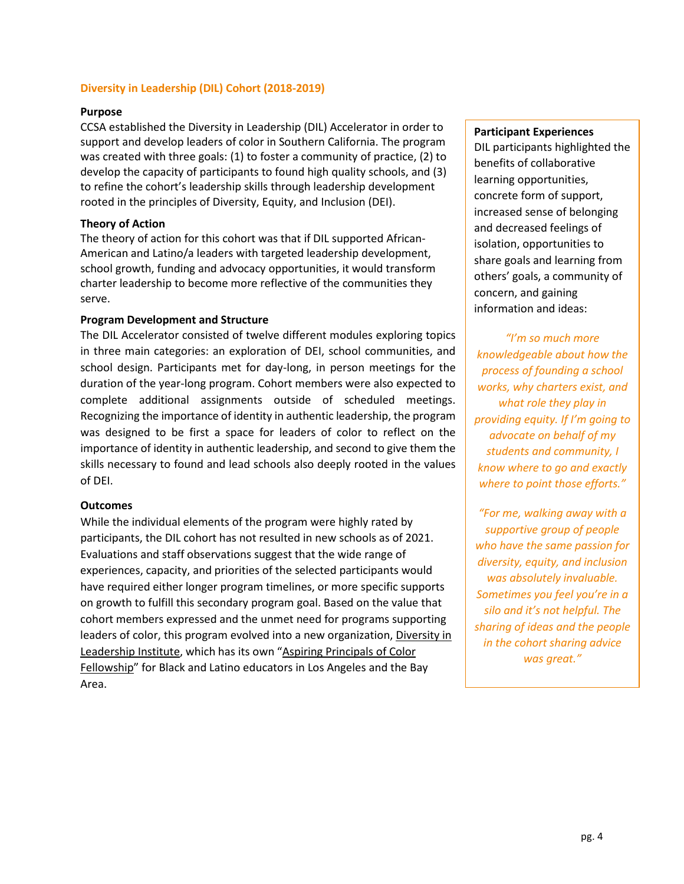## Diversity in Leadership (DIL) Cohort (2018-2019)

**Purpose**

CCSA established the Diversity in Leadership (DIL) Accelerator in order to support and develop leaders of color in Southern California. The program was created with three goals: (1) to foster a community of practice, (2) to develop the capacity of participants to found high quality schools, and (3) to refine the cohort's leadership skills through leadership development rooted in the principles of Diversity, Equity, and Inclusion (DEI).

**Theory of Action**

The theory of action for this cohort was that if DIL supported African-American and Latino/a leaders with targeted leadership development, school growth, funding and advocacy opportunities, it would transform charter leadership to become more reflective of the communities they serve.

**Program Development and Structure**

The DIL Accelerator consisted of twelve different modules exploring topics in three main categories: an exploration of DEI, school communities, and school design. Participants met for day-long, in person meetings for the duration of the year-long program. Cohort members were also expected to complete additional assignments outside of scheduled meetings. Recognizing the importance of identity in authentic leadership, the program was designed to be first a space for leaders of color to reflect on the importance of identity in authentic leadership, and second to give them the skills necessary to found and lead schools also deeply rooted in the values of DEI.

**Outcomes**

While the individual elements of the program were highly rated by participants, the DIL cohort has not resulted in new schools as of 2021. Evaluations and staff observations suggest that the wide range of experiences, capacity, and priorities of the selected participants would have required either longer program timelines, or more specific supports on growth to fulfill this secondary program goal. Based on the value that cohort members expressed and the unmet need for programs supporting leaders of color, this program evolved into a new organization, Diversity in Leadership Institute, which has its own "Aspiring Principals of Color Fellowship" for Black and Latino educators in Los Angeles and the Bay Area.

**Participant Experiences**

DIL participants highlighted the benefits of collaborative learning opportunities, concrete form of support, increased sense of belonging and decreased feelings of isolation, opportunities to share goals and learning from others' goals, a community of concern, and gaining information and ideas:

*"I'm so much more knowledgeable about how the process of founding a school works, why charters exist, and what role they play in providing equity. If I'm going to advocate on behalf of my students and community, I know where to go and exactly where to point those efforts."*

*"For me, walking away with a supportive group of people who have the same passion for diversity, equity, and inclusion was absolutely invaluable. Sometimes you feel you're in a silo and it's not helpful. The sharing of ideas and the people in the cohort sharing advice was great."*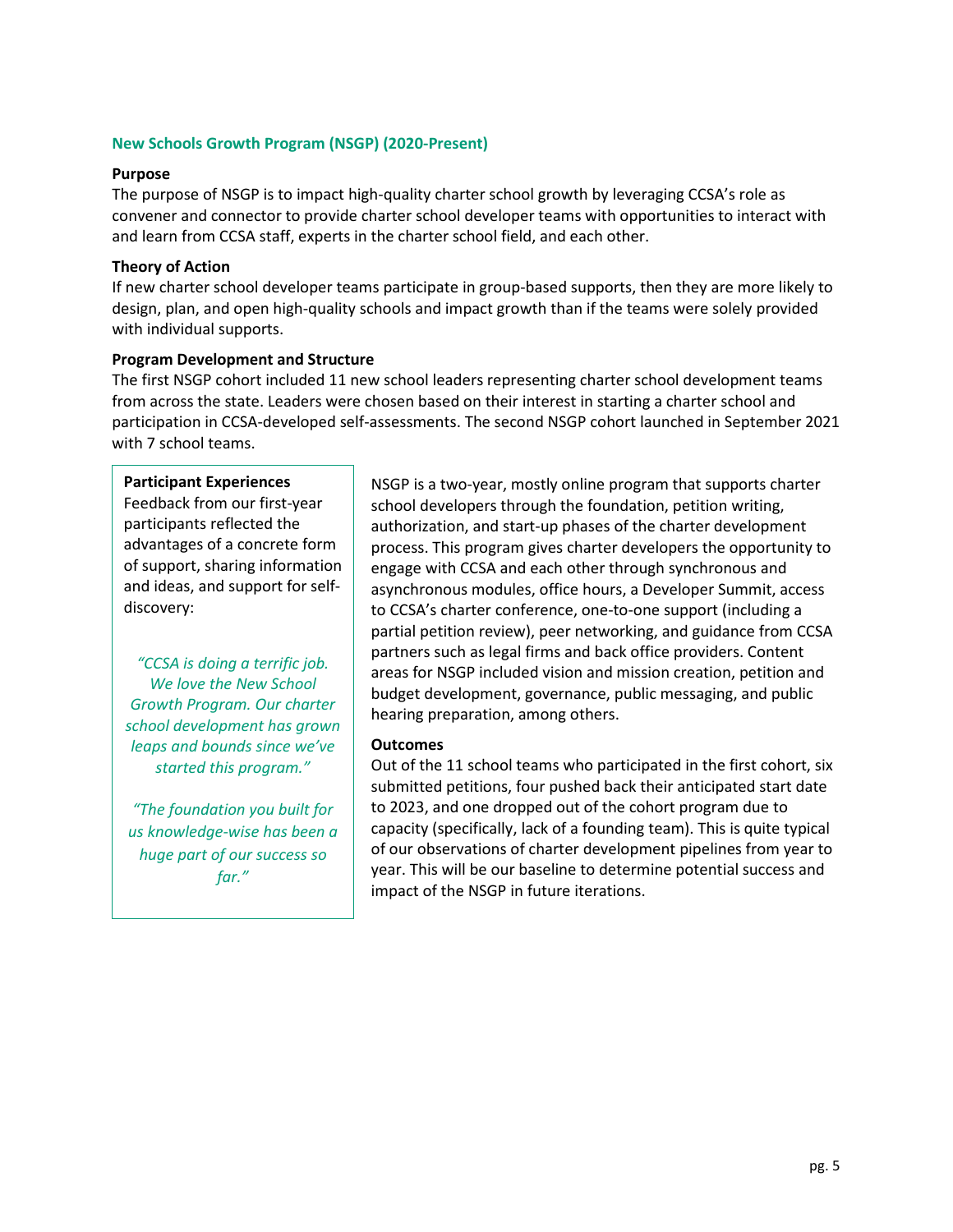## New Schools Growth Program (NSGP) (2020-Present)

**Purpose**

The purpose of NSGP is to impact high-quality charter school growth by leveraging CCSA's role as convener and connector to provide charter school developer teams with opportunities to interact with and learn from CCSA staff, experts in the charter school field, and each other.

**Theory of Action**

If new charter school developer teams participate in group-based supports, then they are more likely to design, plan, and open high-quality schools and impact growth than if the teams were solely provided with individual supports.

**Program Development and Structure**

The first NSGP cohort included 11 new school leaders representing charter school development teams from across the state. Leaders were chosen based on their interest in starting a charter school and participation in CCSA-developed self-assessments. The second NSGP cohort launched in September 2021 with 7 school teams.

NSGP is a two-year, mostly online program that supports charter school developers through the foundation, petition writing, authorization, and start-up phases of the charter development process. This program gives charter developers the opportunity to engage with CCSA and each other through synchronous and asynchronous modules, office hours, a Developer Summit, access to CCSA's charter conference, one-to-one support (including a partial petition review), peer networking, and guidance from CCSA partners such as legal firms and back office providers. Content areas for NSGP included vision and mission creation, petition and budget development, governance, public messaging, and public hearing preparation, among others.

**Outcomes**

Out of the 11 school teams who participated in the first cohort, six submitted petitions, four pushed back their anticipated start date to 2023, and one dropped out of the cohort program due to capacity (specifically, lack of a founding team). This is quite typical of our observations of charter development pipelines from year to year. This will be our baseline to determine potential success and impact of the NSGP in future iterations.

**Participant Experiences**

Feedback from our first-year participants reflected the advantages of a concrete form of support, sharing information and ideas, and support for self-discovery:

*"CCSA is doing a terrific job. We love the New School Growth Program. Our charter school development has grown leaps and bounds since we've started this program."*

*"The foundation you built for us knowledge-wise has been a huge part of our success so far."*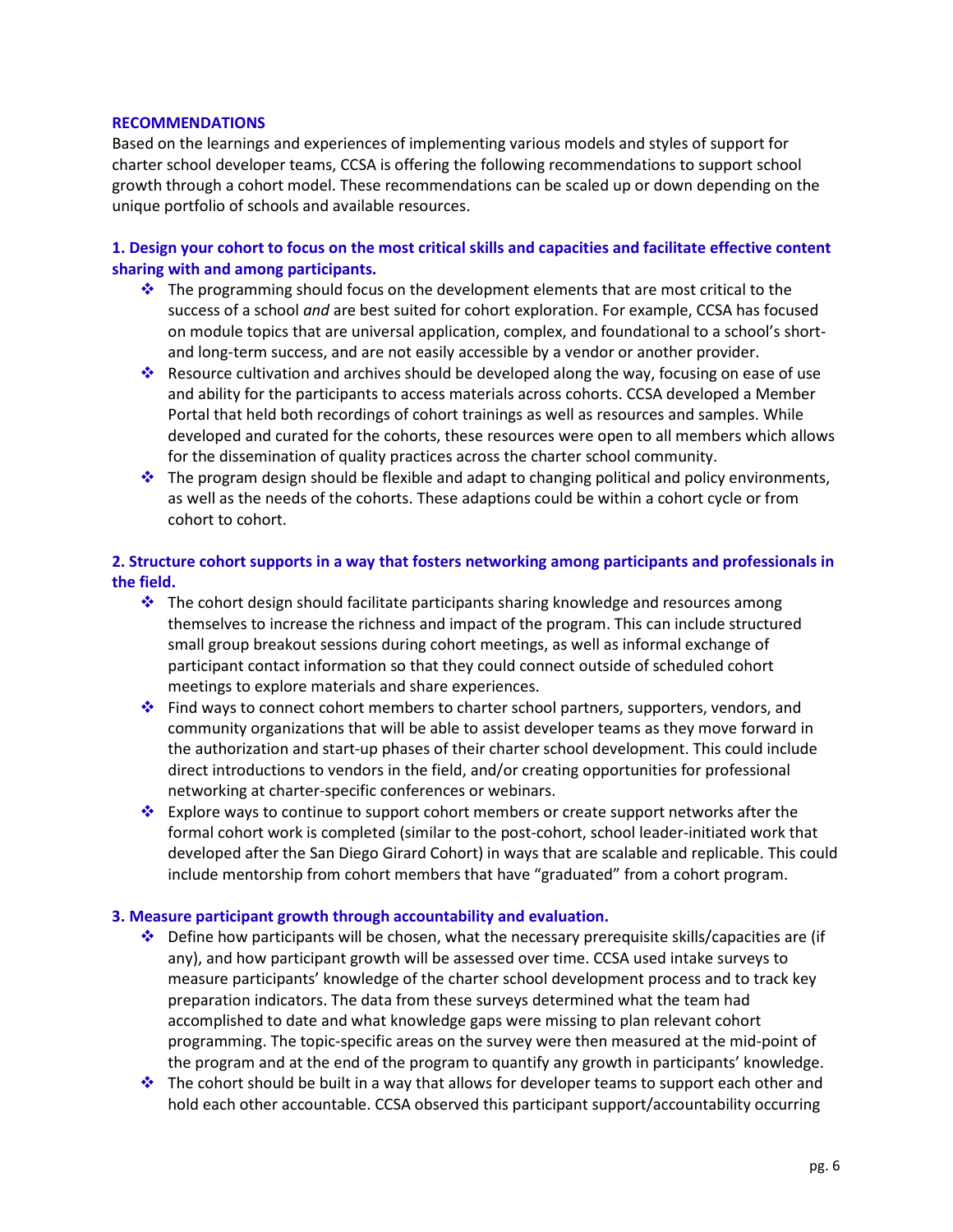## RECOMMENDATIONS

Based on the learnings and experiences of implementing various models and styles of support for charter school developer teams, CCSA is offering the following recommendations to support school growth through a cohort model. These recommendations can be scaled up or down depending on the unique portfolio of schools and available resources.

### 1. Design your cohort to focus on the most critical skills and capacities and facilitate effective content sharing with and among participants.

- The programming should focus on the development elements that are most critical to the success of a school *and* are best suited for cohort exploration. For example, CCSA has focused on module topics that are universal application, complex, and foundational to a school's short- and long-term success, and are not easily accessible by a vendor or another provider.
- Resource cultivation and archives should be developed along the way, focusing on ease of use and ability for the participants to access materials across cohorts. CCSA developed a Member Portal that held both recordings of cohort trainings as well as resources and samples. While developed and curated for the cohorts, these resources were open to all members which allows for the dissemination of quality practices across the charter school community.
- The program design should be flexible and adapt to changing political and policy environments, as well as the needs of the cohorts. These adaptions could be within a cohort cycle or from cohort to cohort.

### 2. Structure cohort supports in a way that fosters networking among participants and professionals in the field.

- The cohort design should facilitate participants sharing knowledge and resources among themselves to increase the richness and impact of the program. This can include structured small group breakout sessions during cohort meetings, as well as informal exchange of participant contact information so that they could connect outside of scheduled cohort meetings to explore materials and share experiences.
- Find ways to connect cohort members to charter school partners, supporters, vendors, and community organizations that will be able to assist developer teams as they move forward in the authorization and start-up phases of their charter school development. This could include direct introductions to vendors in the field, and/or creating opportunities for professional networking at charter-specific conferences or webinars.
- Explore ways to continue to support cohort members or create support networks after the formal cohort work is completed (similar to the post-cohort, school leader-initiated work that developed after the San Diego Girard Cohort) in ways that are scalable and replicable. This could include mentorship from cohort members that have "graduated" from a cohort program.

### 3. Measure participant growth through accountability and evaluation.

- Define how participants will be chosen, what the necessary prerequisite skills/capacities are (if any), and how participant growth will be assessed over time. CCSA used intake surveys to measure participants' knowledge of the charter school development process and to track key preparation indicators. The data from these surveys determined what the team had accomplished to date and what knowledge gaps were missing to plan relevant cohort programming. The topic-specific areas on the survey were then measured at the mid-point of the program and at the end of the program to quantify any growth in participants' knowledge.
- The cohort should be built in a way that allows for developer teams to support each other and hold each other accountable. CCSA observed this participant support/accountability occurring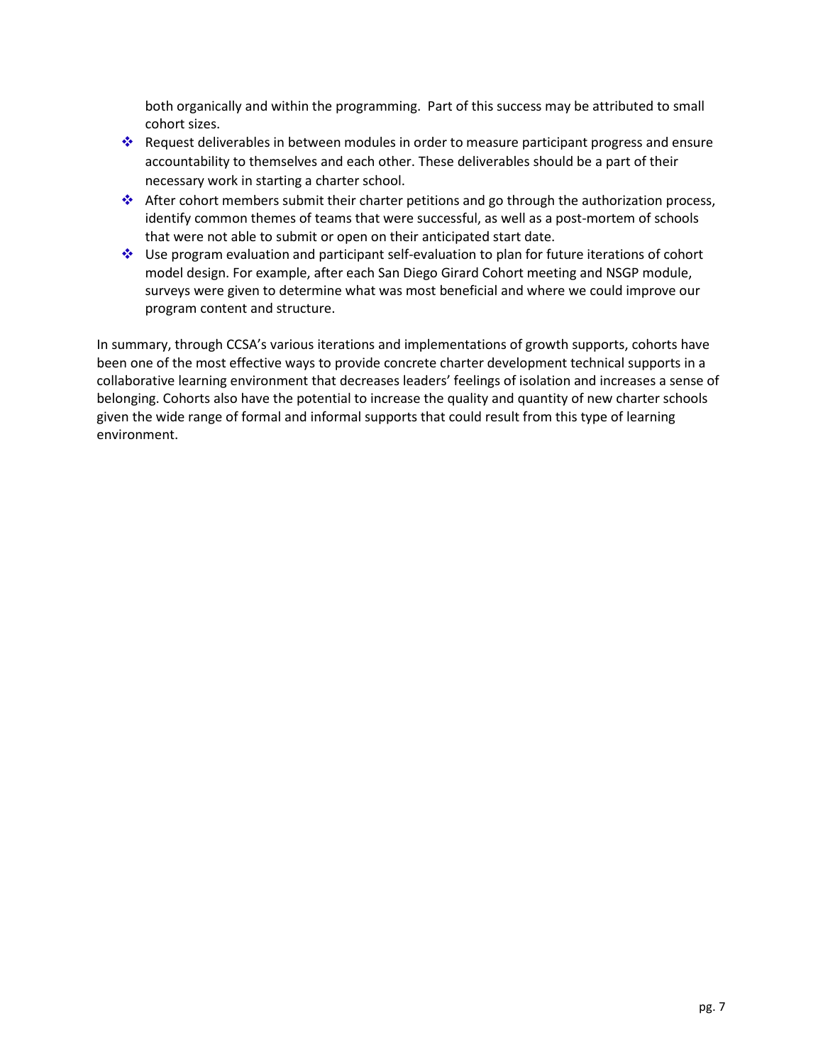both organically and within the programming.  Part of this success may be attributed to small cohort sizes.

- Request deliverables in between modules in order to measure participant progress and ensure accountability to themselves and each other. These deliverables should be a part of their necessary work in starting a charter school.
- After cohort members submit their charter petitions and go through the authorization process, identify common themes of teams that were successful, as well as a post-mortem of schools that were not able to submit or open on their anticipated start date.
- Use program evaluation and participant self-evaluation to plan for future iterations of cohort model design. For example, after each San Diego Girard Cohort meeting and NSGP module, surveys were given to determine what was most beneficial and where we could improve our program content and structure.

In summary, through CCSA's various iterations and implementations of growth supports, cohorts have been one of the most effective ways to provide concrete charter development technical supports in a collaborative learning environment that decreases leaders' feelings of isolation and increases a sense of belonging. Cohorts also have the potential to increase the quality and quantity of new charter schools given the wide range of formal and informal supports that could result from this type of learning environment.